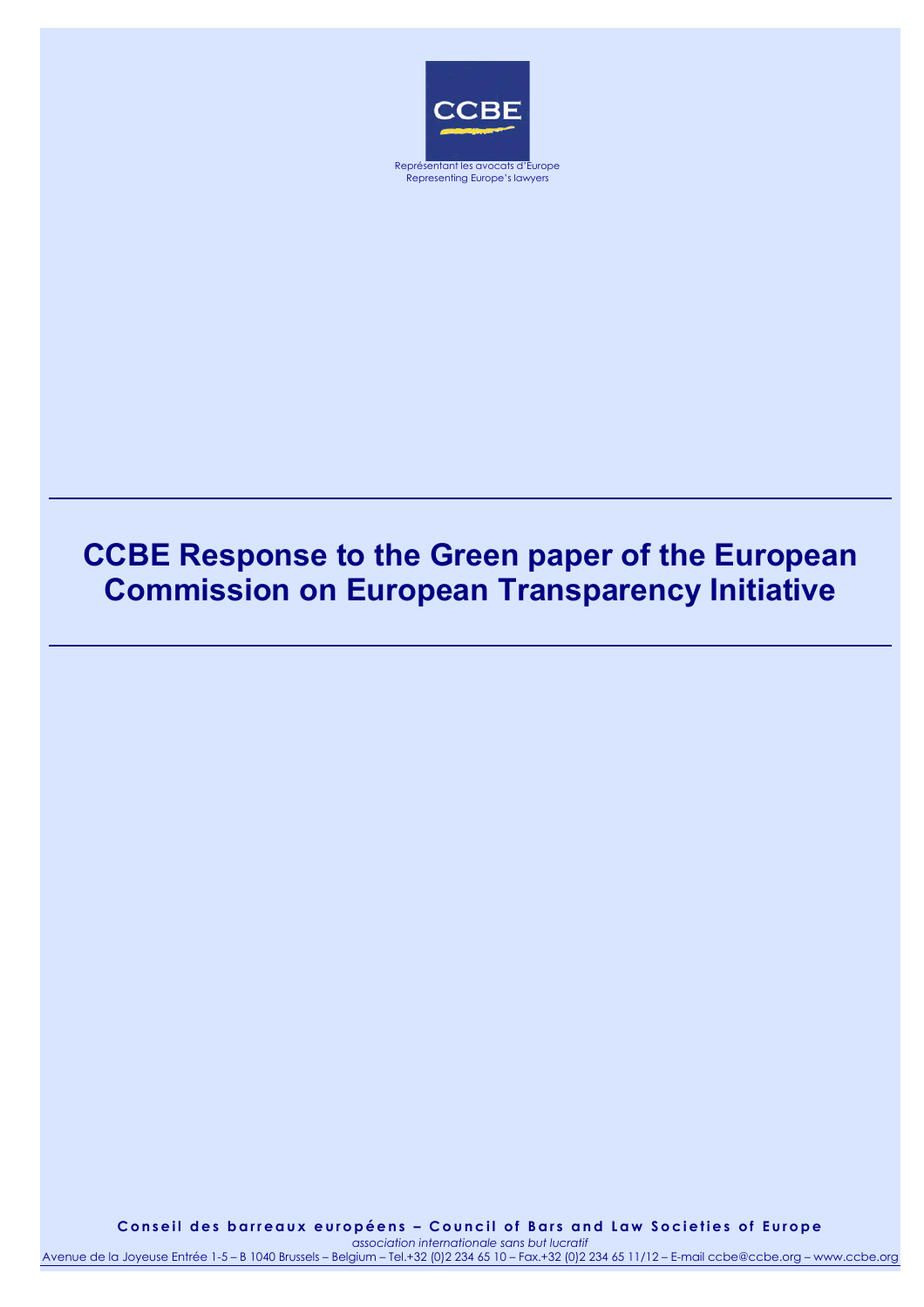CCBE

Représentant les avocats d'Europe
Representing Europe's lawyers

# CCBE Response to the Green paper of the European Commission on European Transparency Initiative

**Conseil des barreaux européens – Council of Bars and Law Societies of Europe**

*association internationale sans but lucratif*

Avenue de la Joyeuse Entrée 1-5 – B 1040 Brussels – Belgium – Tel.+32 (0)2 234 65 10 – Fax.+32 (0)2 234 65 11/12 – E-mail ccbe@ccbe.org – www.ccbe.org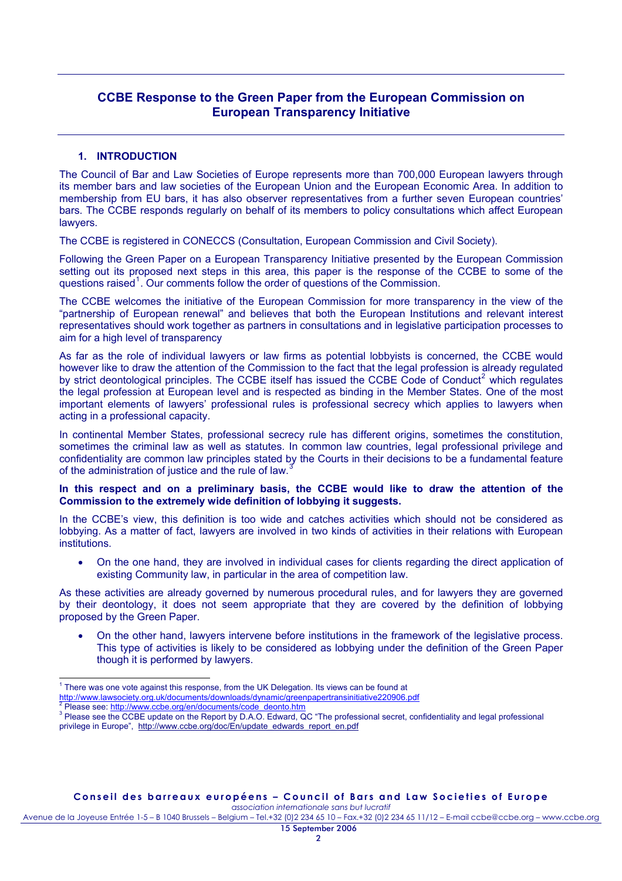# CCBE Response to the Green Paper from the European Commission on European Transparency Initiative

## 1. INTRODUCTION

The Council of Bar and Law Societies of Europe represents more than 700,000 European lawyers through its member bars and law societies of the European Union and the European Economic Area. In addition to membership from EU bars, it has also observer representatives from a further seven European countries' bars. The CCBE responds regularly on behalf of its members to policy consultations which affect European lawyers.

The CCBE is registered in CONECCS (Consultation, European Commission and Civil Society).

Following the Green Paper on a European Transparency Initiative presented by the European Commission setting out its proposed next steps in this area, this paper is the response of the CCBE to some of the questions raised[1]. Our comments follow the order of questions of the Commission.

The CCBE welcomes the initiative of the European Commission for more transparency in the view of the "partnership of European renewal" and believes that both the European Institutions and relevant interest representatives should work together as partners in consultations and in legislative participation processes to aim for a high level of transparency

As far as the role of individual lawyers or law firms as potential lobbyists is concerned, the CCBE would however like to draw the attention of the Commission to the fact that the legal profession is already regulated by strict deontological principles. The CCBE itself has issued the CCBE Code of Conduct[2] which regulates the legal profession at European level and is respected as binding in the Member States. One of the most important elements of lawyers' professional rules is professional secrecy which applies to lawyers when acting in a professional capacity.

In continental Member States, professional secrecy rule has different origins, sometimes the constitution, sometimes the criminal law as well as statutes. In common law countries, legal professional privilege and confidentiality are common law principles stated by the Courts in their decisions to be a fundamental feature of the administration of justice and the rule of law.[3]

**In this respect and on a preliminary basis, the CCBE would like to draw the attention of the Commission to the extremely wide definition of lobbying it suggests.**

In the CCBE's view, this definition is too wide and catches activities which should not be considered as lobbying. As a matter of fact, lawyers are involved in two kinds of activities in their relations with European institutions.

- On the one hand, they are involved in individual cases for clients regarding the direct application of existing Community law, in particular in the area of competition law.

As these activities are already governed by numerous procedural rules, and for lawyers they are governed by their deontology, it does not seem appropriate that they are covered by the definition of lobbying proposed by the Green Paper.

- On the other hand, lawyers intervene before institutions in the framework of the legislative process. This type of activities is likely to be considered as lobbying under the definition of the Green Paper though it is performed by lawyers.

---

[1] There was one vote against this response, from the UK Delegation. Its views can be found at http://www.lawsociety.org.uk/documents/downloads/dynamic/greenpapertransinitiative220906.pdf

[2] Please see: http://www.ccbe.org/en/documents/code_deonto.htm

[3] Please see the CCBE update on the Report by D.A.O. Edward, QC "The professional secret, confidentiality and legal professional privilege in Europe", http://www.ccbe.org/doc/En/update_edwards_report_en.pdf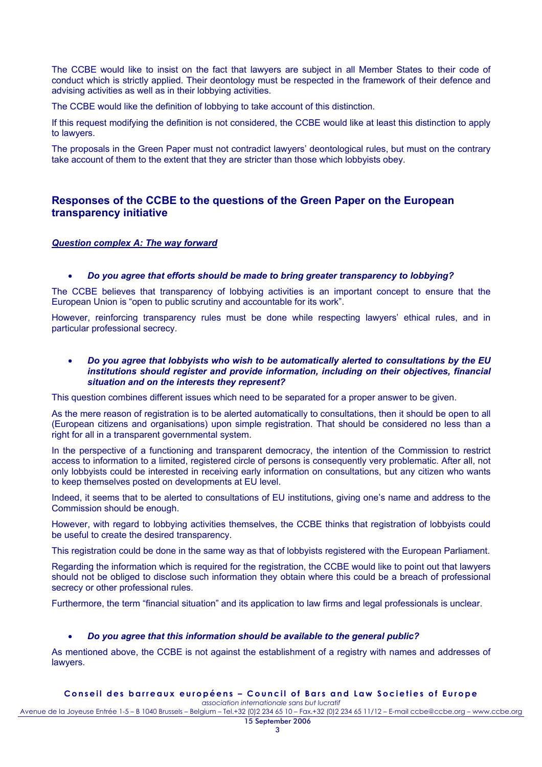The CCBE would like to insist on the fact that lawyers are subject in all Member States to their code of conduct which is strictly applied. Their deontology must be respected in the framework of their defence and advising activities as well as in their lobbying activities.

The CCBE would like the definition of lobbying to take account of this distinction.

If this request modifying the definition is not considered, the CCBE would like at least this distinction to apply to lawyers.

The proposals in the Green Paper must not contradict lawyers' deontological rules, but must on the contrary take account of them to the extent that they are stricter than those which lobbyists obey.

## Responses of the CCBE to the questions of the Green Paper on the European transparency initiative

### ***Question complex A: The way forward***

- ***Do you agree that efforts should be made to bring greater transparency to lobbying?***

The CCBE believes that transparency of lobbying activities is an important concept to ensure that the European Union is "open to public scrutiny and accountable for its work".

However, reinforcing transparency rules must be done while respecting lawyers' ethical rules, and in particular professional secrecy.

- ***Do you agree that lobbyists who wish to be automatically alerted to consultations by the EU institutions should register and provide information, including on their objectives, financial situation and on the interests they represent?***

This question combines different issues which need to be separated for a proper answer to be given.

As the mere reason of registration is to be alerted automatically to consultations, then it should be open to all (European citizens and organisations) upon simple registration. That should be considered no less than a right for all in a transparent governmental system.

In the perspective of a functioning and transparent democracy, the intention of the Commission to restrict access to information to a limited, registered circle of persons is consequently very problematic. After all, not only lobbyists could be interested in receiving early information on consultations, but any citizen who wants to keep themselves posted on developments at EU level.

Indeed, it seems that to be alerted to consultations of EU institutions, giving one's name and address to the Commission should be enough.

However, with regard to lobbying activities themselves, the CCBE thinks that registration of lobbyists could be useful to create the desired transparency.

This registration could be done in the same way as that of lobbyists registered with the European Parliament.

Regarding the information which is required for the registration, the CCBE would like to point out that lawyers should not be obliged to disclose such information they obtain where this could be a breach of professional secrecy or other professional rules.

Furthermore, the term "financial situation" and its application to law firms and legal professionals is unclear.

- ***Do you agree that this information should be available to the general public?***

As mentioned above, the CCBE is not against the establishment of a registry with names and addresses of lawyers.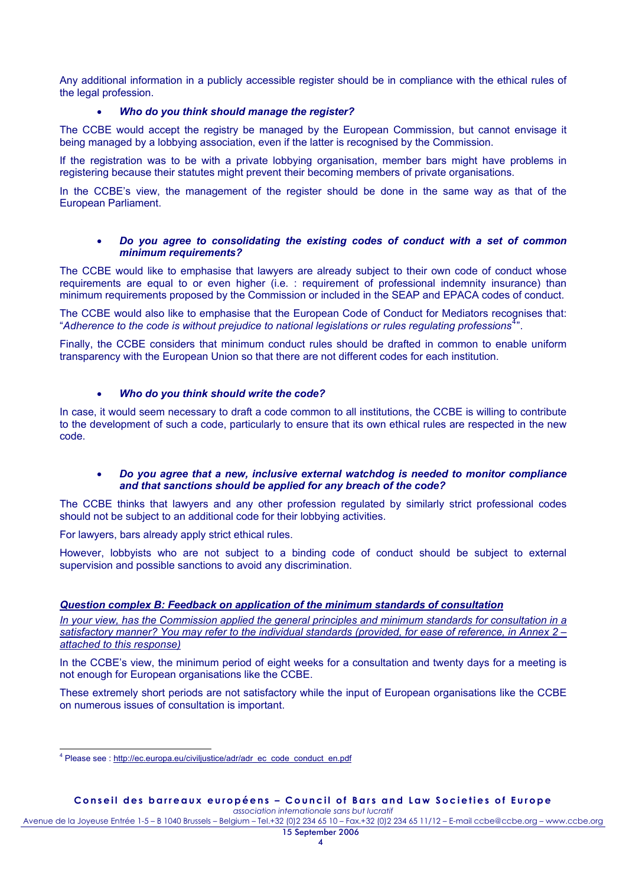Any additional information in a publicly accessible register should be in compliance with the ethical rules of the legal profession.

- ***Who do you think should manage the register?***

The CCBE would accept the registry be managed by the European Commission, but cannot envisage it being managed by a lobbying association, even if the latter is recognised by the Commission.

If the registration was to be with a private lobbying organisation, member bars might have problems in registering because their statutes might prevent their becoming members of private organisations.

In the CCBE's view, the management of the register should be done in the same way as that of the European Parliament.

- ***Do you agree to consolidating the existing codes of conduct with a set of common minimum requirements?***

The CCBE would like to emphasise that lawyers are already subject to their own code of conduct whose requirements are equal to or even higher (i.e. : requirement of professional indemnity insurance) than minimum requirements proposed by the Commission or included in the SEAP and EPACA codes of conduct.

The CCBE would also like to emphasise that the European Code of Conduct for Mediators recognises that: "*Adherence to the code is without prejudice to national legislations or rules regulating professions*[4]".

Finally, the CCBE considers that minimum conduct rules should be drafted in common to enable uniform transparency with the European Union so that there are not different codes for each institution.

- ***Who do you think should write the code?***

In case, it would seem necessary to draft a code common to all institutions, the CCBE is willing to contribute to the development of such a code, particularly to ensure that its own ethical rules are respected in the new code.

- ***Do you agree that a new, inclusive external watchdog is needed to monitor compliance and that sanctions should be applied for any breach of the code?***

The CCBE thinks that lawyers and any other profession regulated by similarly strict professional codes should not be subject to an additional code for their lobbying activities.

For lawyers, bars already apply strict ethical rules.

However, lobbyists who are not subject to a binding code of conduct should be subject to external supervision and possible sanctions to avoid any discrimination.

***Question complex B: Feedback on application of the minimum standards of consultation***

*In your view, has the Commission applied the general principles and minimum standards for consultation in a satisfactory manner? You may refer to the individual standards (provided, for ease of reference, in Annex 2 – attached to this response)*

In the CCBE's view, the minimum period of eight weeks for a consultation and twenty days for a meeting is not enough for European organisations like the CCBE.

These extremely short periods are not satisfactory while the input of European organisations like the CCBE on numerous issues of consultation is important.

---

[4] Please see : http://ec.europa.eu/civiljustice/adr/adr_ec_code_conduct_en.pdf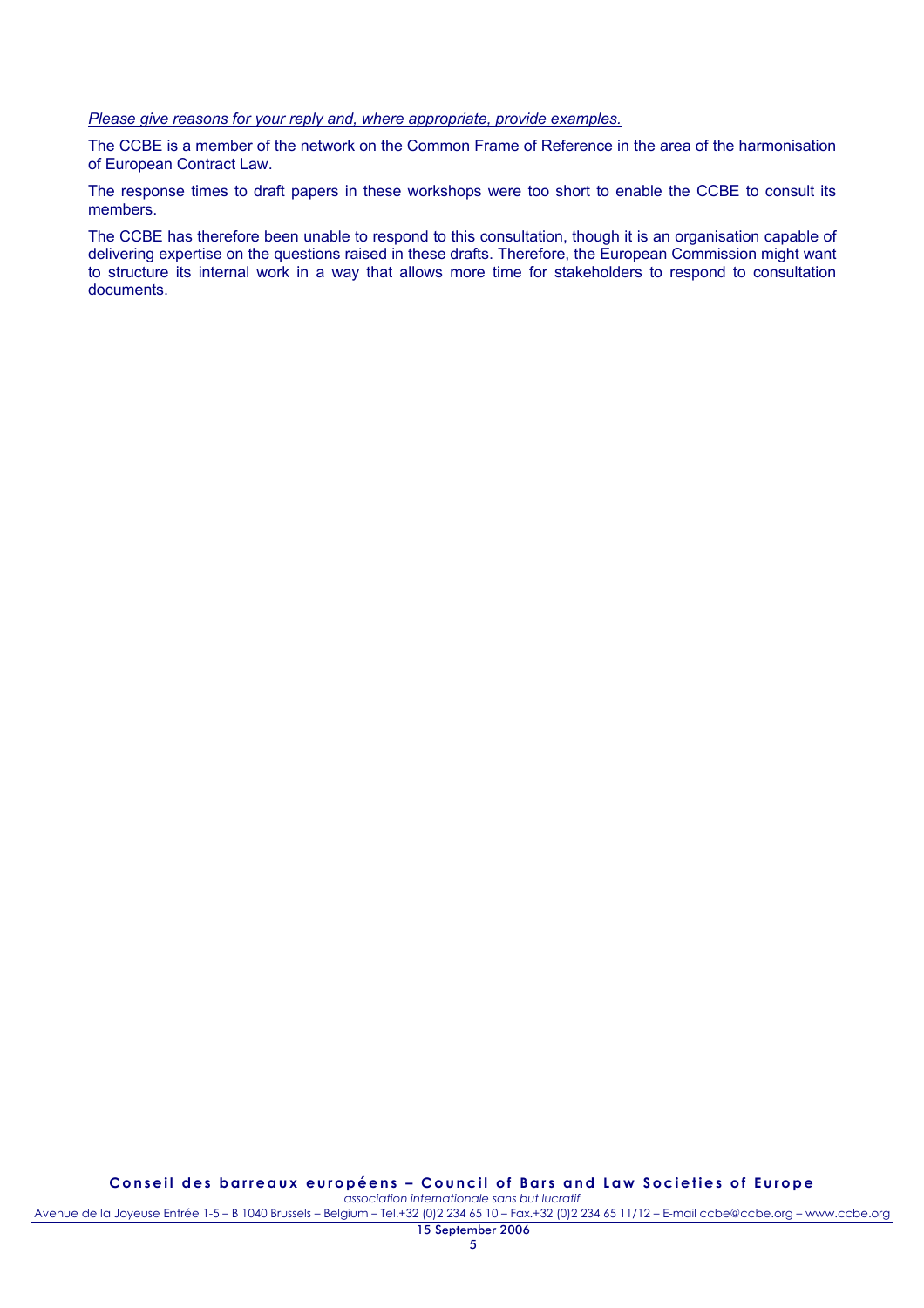*Please give reasons for your reply and, where appropriate, provide examples.*

The CCBE is a member of the network on the Common Frame of Reference in the area of the harmonisation of European Contract Law.

The response times to draft papers in these workshops were too short to enable the CCBE to consult its members.

The CCBE has therefore been unable to respond to this consultation, though it is an organisation capable of delivering expertise on the questions raised in these drafts. Therefore, the European Commission might want to structure its internal work in a way that allows more time for stakeholders to respond to consultation documents.